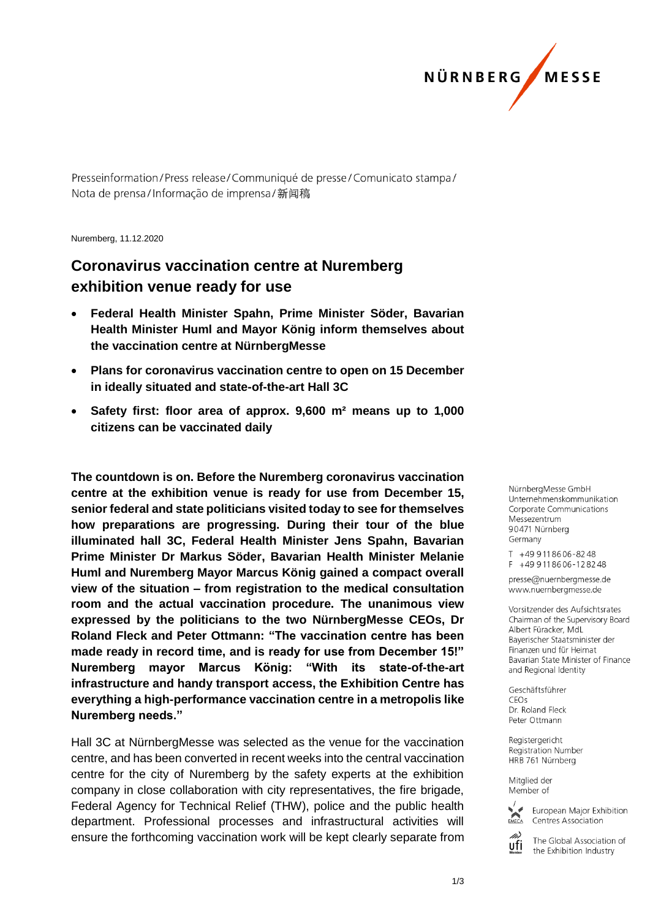Presseinformation / Press release / Communiqué de presse / Comunicato stampa / Nota de prensa / Informação de imprensa / 新闻稿

Nuremberg, 11.12.2020

# Coronavirus vaccination centre at Nuremberg exhibition venue ready for use

- **Federal Health Minister Spahn, Prime Minister Söder, Bavarian Health Minister Huml and Mayor König inform themselves about the vaccination centre at NürnbergMesse**
- **Plans for coronavirus vaccination centre to open on 15 December in ideally situated and state-of-the-art Hall 3C**
- **Safety first: floor area of approx. 9,600 m² means up to 1,000 citizens can be vaccinated daily**

**The countdown is on. Before the Nuremberg coronavirus vaccination centre at the exhibition venue is ready for use from December 15, senior federal and state politicians visited today to see for themselves how preparations are progressing. During their tour of the blue illuminated hall 3C, Federal Health Minister Jens Spahn, Bavarian Prime Minister Dr Markus Söder, Bavarian Health Minister Melanie Huml and Nuremberg Mayor Marcus König gained a compact overall view of the situation – from registration to the medical consultation room and the actual vaccination procedure. The unanimous view expressed by the politicians to the two NürnbergMesse CEOs, Dr Roland Fleck and Peter Ottmann: "The vaccination centre has been made ready in record time, and is ready for use from December 15!" Nuremberg mayor Marcus König: "With its state-of-the-art infrastructure and handy transport access, the Exhibition Centre has everything a high-performance vaccination centre in a metropolis like Nuremberg needs."**

Hall 3C at NürnbergMesse was selected as the venue for the vaccination centre, and has been converted in recent weeks into the central vaccination centre for the city of Nuremberg by the safety experts at the exhibition company in close collaboration with city representatives, the fire brigade, Federal Agency for Technical Relief (THW), police and the public health department. Professional processes and infrastructural activities will ensure the forthcoming vaccination work will be kept clearly separate from

NürnbergMesse GmbH
Unternehmenskommunikation
Corporate Communications
Messezentrum
90471 Nürnberg
Germany

T +49 9 11 86 06-82 48
F +49 9 11 86 06-12 82 48

presse@nuernbergmesse.de
www.nuernbergmesse.de

Vorsitzender des Aufsichtsrates
Chairman of the Supervisory Board
Albert Füracker, MdL
Bayerischer Staatsminister der Finanzen und für Heimat
Bavarian State Minister of Finance and Regional Identity

Geschäftsführer
CEOs
Dr. Roland Fleck
Peter Ottmann

Registergericht
Registration Number
HRB 761 Nürnberg

Mitglied der
Member of

European Major Exhibition Centres Association

The Global Association of the Exhibition Industry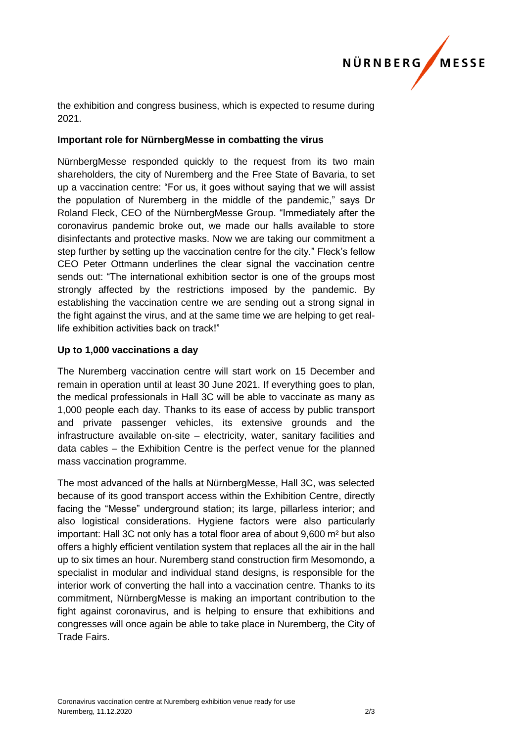the exhibition and congress business, which is expected to resume during 2021.

**Important role for NürnbergMesse in combatting the virus**

NürnbergMesse responded quickly to the request from its two main shareholders, the city of Nuremberg and the Free State of Bavaria, to set up a vaccination centre: “For us, it goes without saying that we will assist the population of Nuremberg in the middle of the pandemic,” says Dr Roland Fleck, CEO of the NürnbergMesse Group. “Immediately after the coronavirus pandemic broke out, we made our halls available to store disinfectants and protective masks. Now we are taking our commitment a step further by setting up the vaccination centre for the city.” Fleck’s fellow CEO Peter Ottmann underlines the clear signal the vaccination centre sends out: “The international exhibition sector is one of the groups most strongly affected by the restrictions imposed by the pandemic. By establishing the vaccination centre we are sending out a strong signal in the fight against the virus, and at the same time we are helping to get real-life exhibition activities back on track!”

**Up to 1,000 vaccinations a day**

The Nuremberg vaccination centre will start work on 15 December and remain in operation until at least 30 June 2021. If everything goes to plan, the medical professionals in Hall 3C will be able to vaccinate as many as 1,000 people each day. Thanks to its ease of access by public transport and private passenger vehicles, its extensive grounds and the infrastructure available on-site – electricity, water, sanitary facilities and data cables – the Exhibition Centre is the perfect venue for the planned mass vaccination programme.

The most advanced of the halls at NürnbergMesse, Hall 3C, was selected because of its good transport access within the Exhibition Centre, directly facing the “Messe” underground station; its large, pillarless interior; and also logistical considerations. Hygiene factors were also particularly important: Hall 3C not only has a total floor area of about 9,600 m² but also offers a highly efficient ventilation system that replaces all the air in the hall up to six times an hour. Nuremberg stand construction firm Mesomondo, a specialist in modular and individual stand designs, is responsible for the interior work of converting the hall into a vaccination centre. Thanks to its commitment, NürnbergMesse is making an important contribution to the fight against coronavirus, and is helping to ensure that exhibitions and congresses will once again be able to take place in Nuremberg, the City of Trade Fairs.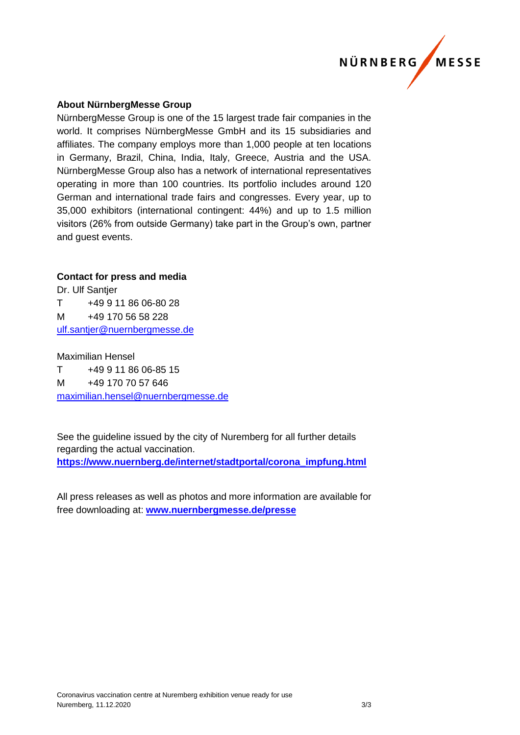### About NürnbergMesse Group

NürnbergMesse Group is one of the 15 largest trade fair companies in the world. It comprises NürnbergMesse GmbH and its 15 subsidiaries and affiliates. The company employs more than 1,000 people at ten locations in Germany, Brazil, China, India, Italy, Greece, Austria and the USA. NürnbergMesse Group also has a network of international representatives operating in more than 100 countries. Its portfolio includes around 120 German and international trade fairs and congresses. Every year, up to 35,000 exhibitors (international contingent: 44%) and up to 1.5 million visitors (26% from outside Germany) take part in the Group's own, partner and guest events.

### Contact for press and media

Dr. Ulf Santjer
T +49 9 11 86 06-80 28
M +49 170 56 58 228
ulf.santjer@nuernbergmesse.de

Maximilian Hensel
T +49 9 11 86 06-85 15
M +49 170 70 57 646
maximilian.hensel@nuernbergmesse.de

See the guideline issued by the city of Nuremberg for all further details regarding the actual vaccination.
**https://www.nuernberg.de/internet/stadtportal/corona_impfung.html**

All press releases as well as photos and more information are available for free downloading at: **www.nuernbergmesse.de/presse**